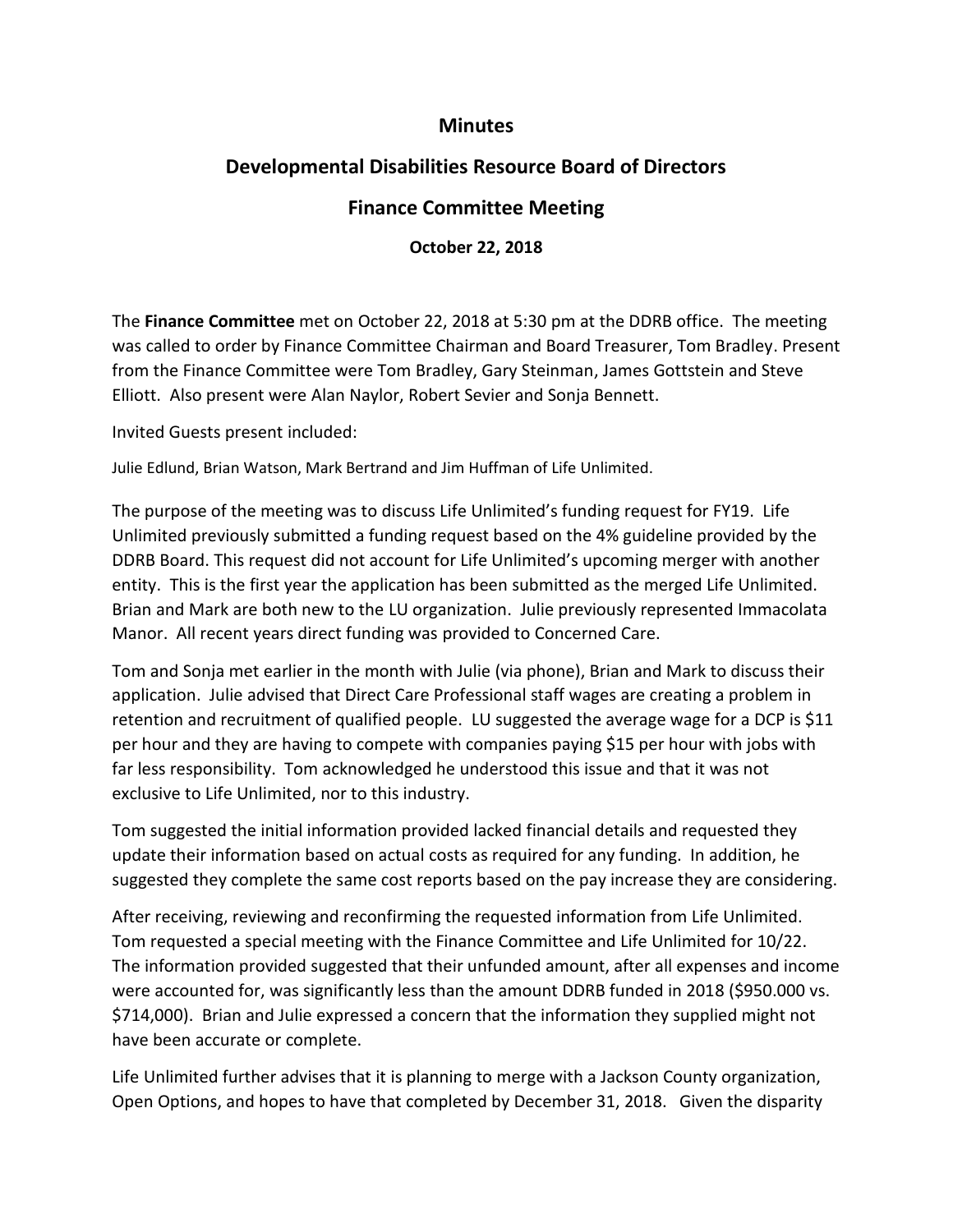# Minutes

## Developmental Disabilities Resource Board of Directors

## Finance Committee Meeting

### October 22, 2018

The **Finance Committee** met on October 22, 2018 at 5:30 pm at the DDRB office. The meeting was called to order by Finance Committee Chairman and Board Treasurer, Tom Bradley. Present from the Finance Committee were Tom Bradley, Gary Steinman, James Gottstein and Steve Elliott. Also present were Alan Naylor, Robert Sevier and Sonja Bennett.

Invited Guests present included:

Julie Edlund, Brian Watson, Mark Bertrand and Jim Huffman of Life Unlimited.

The purpose of the meeting was to discuss Life Unlimited's funding request for FY19. Life Unlimited previously submitted a funding request based on the 4% guideline provided by the DDRB Board. This request did not account for Life Unlimited's upcoming merger with another entity. This is the first year the application has been submitted as the merged Life Unlimited. Brian and Mark are both new to the LU organization. Julie previously represented Immacolata Manor. All recent years direct funding was provided to Concerned Care.

Tom and Sonja met earlier in the month with Julie (via phone), Brian and Mark to discuss their application. Julie advised that Direct Care Professional staff wages are creating a problem in retention and recruitment of qualified people. LU suggested the average wage for a DCP is $11 per hour and they are having to compete with companies paying $15 per hour with jobs with far less responsibility. Tom acknowledged he understood this issue and that it was not exclusive to Life Unlimited, nor to this industry.

Tom suggested the initial information provided lacked financial details and requested they update their information based on actual costs as required for any funding. In addition, he suggested they complete the same cost reports based on the pay increase they are considering.

After receiving, reviewing and reconfirming the requested information from Life Unlimited. Tom requested a special meeting with the Finance Committee and Life Unlimited for 10/22. The information provided suggested that their unfunded amount, after all expenses and income were accounted for, was significantly less than the amount DDRB funded in 2018 ($950.000 vs. $714,000). Brian and Julie expressed a concern that the information they supplied might not have been accurate or complete.

Life Unlimited further advises that it is planning to merge with a Jackson County organization, Open Options, and hopes to have that completed by December 31, 2018. Given the disparity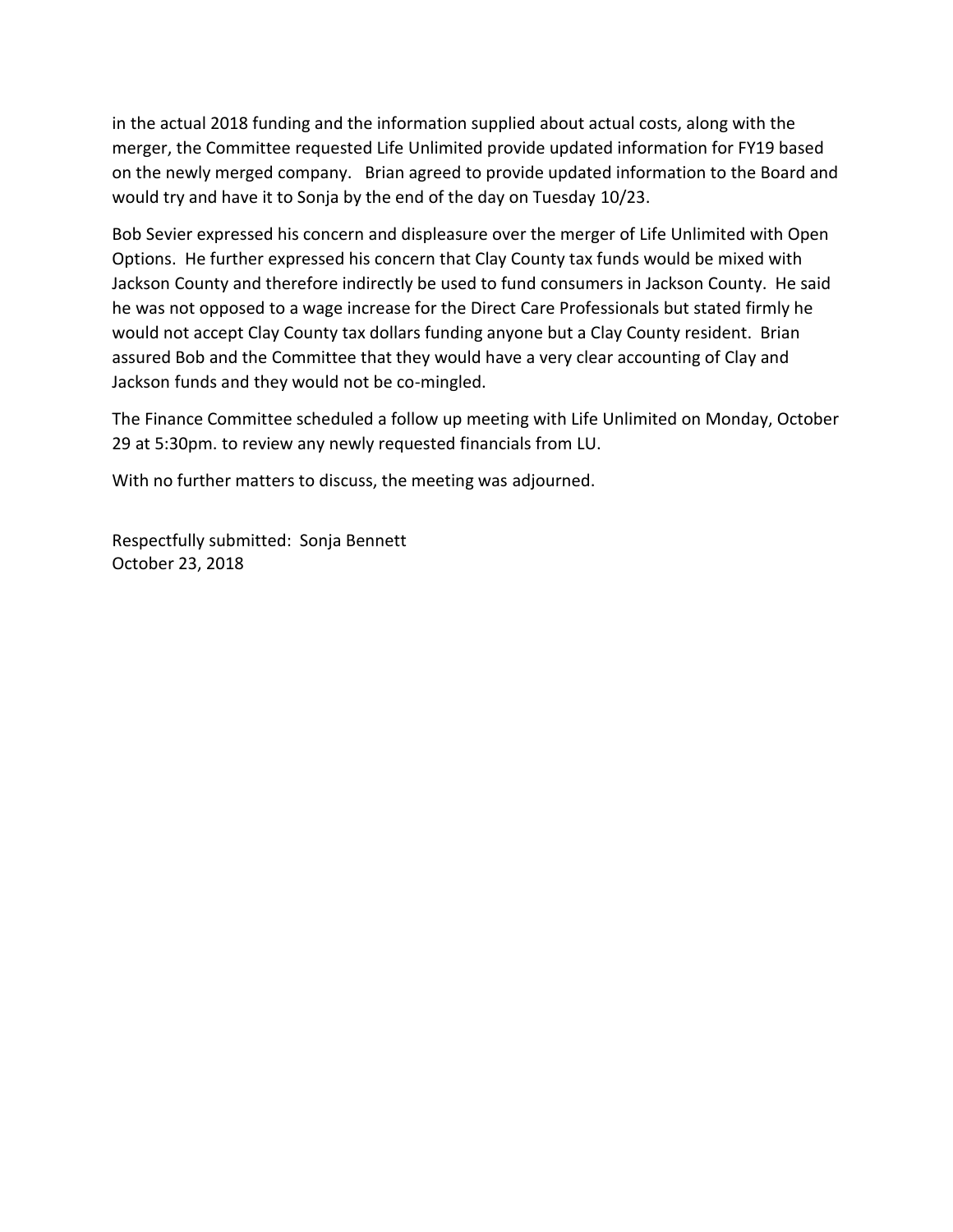in the actual 2018 funding and the information supplied about actual costs, along with the merger, the Committee requested Life Unlimited provide updated information for FY19 based on the newly merged company. Brian agreed to provide updated information to the Board and would try and have it to Sonja by the end of the day on Tuesday 10/23.

Bob Sevier expressed his concern and displeasure over the merger of Life Unlimited with Open Options. He further expressed his concern that Clay County tax funds would be mixed with Jackson County and therefore indirectly be used to fund consumers in Jackson County. He said he was not opposed to a wage increase for the Direct Care Professionals but stated firmly he would not accept Clay County tax dollars funding anyone but a Clay County resident. Brian assured Bob and the Committee that they would have a very clear accounting of Clay and Jackson funds and they would not be co-mingled.

The Finance Committee scheduled a follow up meeting with Life Unlimited on Monday, October 29 at 5:30pm. to review any newly requested financials from LU.

With no further matters to discuss, the meeting was adjourned.

Respectfully submitted: Sonja Bennett
October 23, 2018